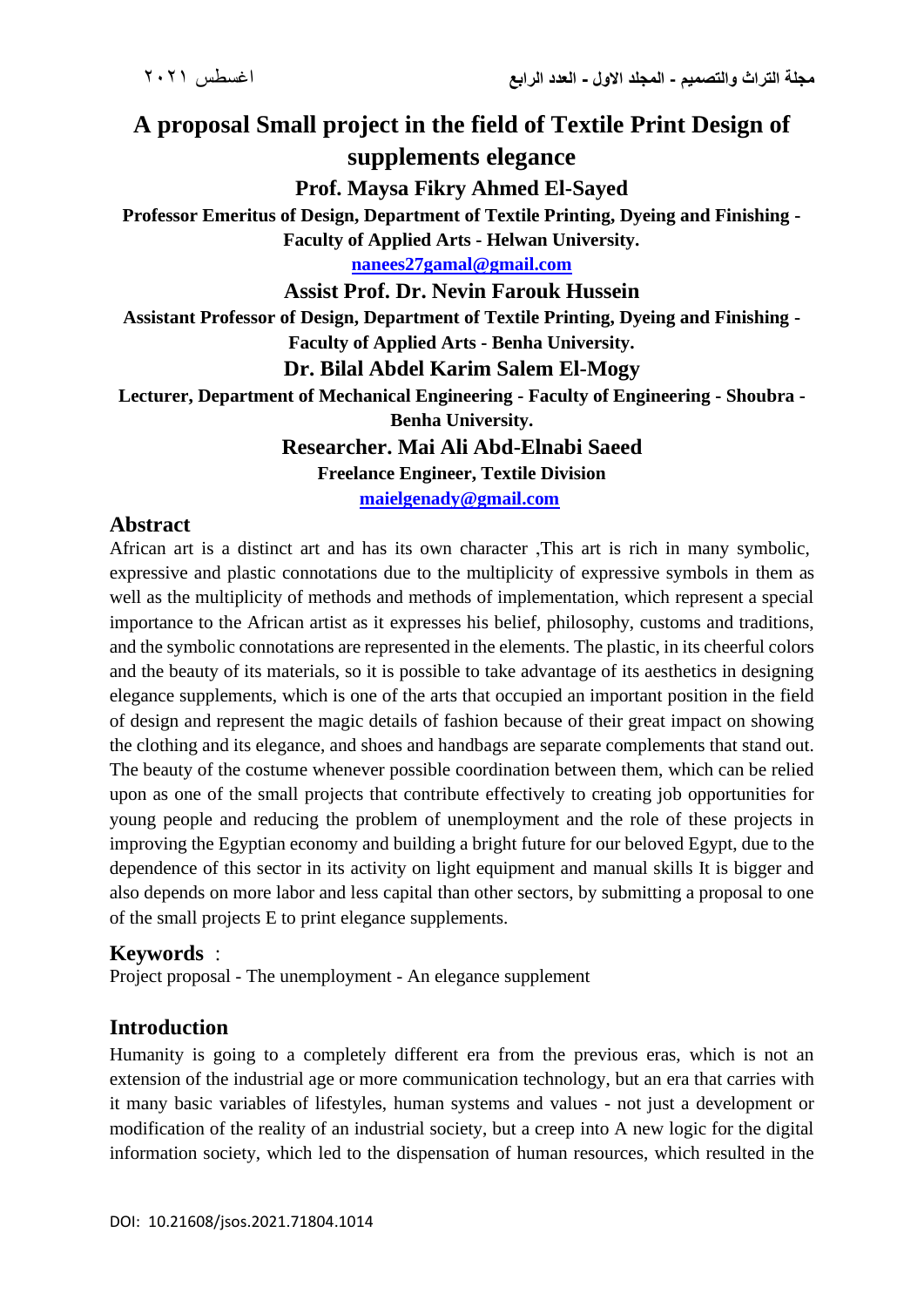# A proposal Small project in the field of Textile Print Design of supplements elegance

**Prof. Maysa Fikry Ahmed El-Sayed**

**Professor Emeritus of Design, Department of Textile Printing, Dyeing and Finishing - Faculty of Applied Arts - Helwan University.**

**nanees27gamal@gmail.com**

**Assist Prof. Dr. Nevin Farouk Hussein**

**Assistant Professor of Design, Department of Textile Printing, Dyeing and Finishing - Faculty of Applied Arts - Benha University.**

**Dr. Bilal Abdel Karim Salem El-Mogy**

**Lecturer, Department of Mechanical Engineering - Faculty of Engineering - Shoubra - Benha University.**

**Researcher. Mai Ali Abd-Elnabi Saeed**

**Freelance Engineer, Textile Division**

**maielgenady@gmail.com**

## Abstract

African art is a distinct art and has its own character ,This art is rich in many symbolic, expressive and plastic connotations due to the multiplicity of expressive symbols in them as well as the multiplicity of methods and methods of implementation, which represent a special importance to the African artist as it expresses his belief, philosophy, customs and traditions, and the symbolic connotations are represented in the elements. The plastic, in its cheerful colors and the beauty of its materials, so it is possible to take advantage of its aesthetics in designing elegance supplements, which is one of the arts that occupied an important position in the field of design and represent the magic details of fashion because of their great impact on showing the clothing and its elegance, and shoes and handbags are separate complements that stand out. The beauty of the costume whenever possible coordination between them, which can be relied upon as one of the small projects that contribute effectively to creating job opportunities for young people and reducing the problem of unemployment and the role of these projects in improving the Egyptian economy and building a bright future for our beloved Egypt, due to the dependence of this sector in its activity on light equipment and manual skills It is bigger and also depends on more labor and less capital than other sectors, by submitting a proposal to one of the small projects E to print elegance supplements.

## Keywords :

Project proposal - The unemployment - An elegance supplement

## Introduction

Humanity is going to a completely different era from the previous eras, which is not an extension of the industrial age or more communication technology, but an era that carries with it many basic variables of lifestyles, human systems and values - not just a development or modification of the reality of an industrial society, but a creep into A new logic for the digital information society, which led to the dispensation of human resources, which resulted in the

DOI: 10.21608/jsos.2021.71804.1014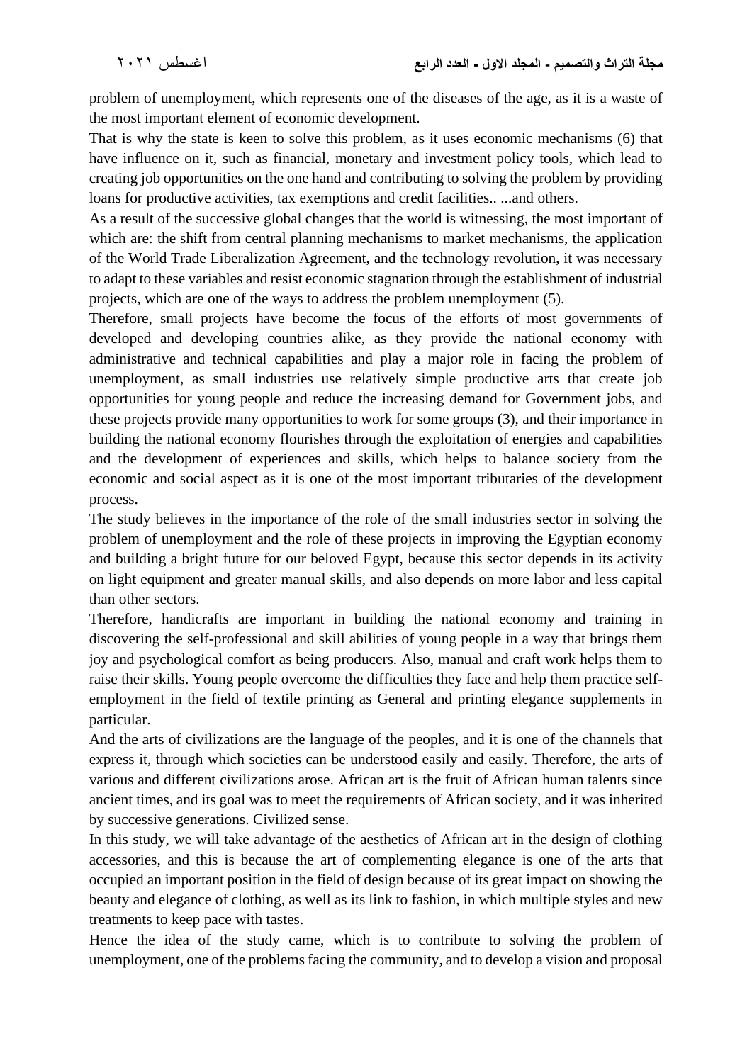problem of unemployment, which represents one of the diseases of the age, as it is a waste of the most important element of economic development.

That is why the state is keen to solve this problem, as it uses economic mechanisms (6) that have influence on it, such as financial, monetary and investment policy tools, which lead to creating job opportunities on the one hand and contributing to solving the problem by providing loans for productive activities, tax exemptions and credit facilities.. ...and others.

As a result of the successive global changes that the world is witnessing, the most important of which are: the shift from central planning mechanisms to market mechanisms, the application of the World Trade Liberalization Agreement, and the technology revolution, it was necessary to adapt to these variables and resist economic stagnation through the establishment of industrial projects, which are one of the ways to address the problem unemployment (5).

Therefore, small projects have become the focus of the efforts of most governments of developed and developing countries alike, as they provide the national economy with administrative and technical capabilities and play a major role in facing the problem of unemployment, as small industries use relatively simple productive arts that create job opportunities for young people and reduce the increasing demand for Government jobs, and these projects provide many opportunities to work for some groups (3), and their importance in building the national economy flourishes through the exploitation of energies and capabilities and the development of experiences and skills, which helps to balance society from the economic and social aspect as it is one of the most important tributaries of the development process.

The study believes in the importance of the role of the small industries sector in solving the problem of unemployment and the role of these projects in improving the Egyptian economy and building a bright future for our beloved Egypt, because this sector depends in its activity on light equipment and greater manual skills, and also depends on more labor and less capital than other sectors.

Therefore, handicrafts are important in building the national economy and training in discovering the self-professional and skill abilities of young people in a way that brings them joy and psychological comfort as being producers. Also, manual and craft work helps them to raise their skills. Young people overcome the difficulties they face and help them practice self-employment in the field of textile printing as General and printing elegance supplements in particular.

And the arts of civilizations are the language of the peoples, and it is one of the channels that express it, through which societies can be understood easily and easily. Therefore, the arts of various and different civilizations arose. African art is the fruit of African human talents since ancient times, and its goal was to meet the requirements of African society, and it was inherited by successive generations. Civilized sense.

In this study, we will take advantage of the aesthetics of African art in the design of clothing accessories, and this is because the art of complementing elegance is one of the arts that occupied an important position in the field of design because of its great impact on showing the beauty and elegance of clothing, as well as its link to fashion, in which multiple styles and new treatments to keep pace with tastes.

Hence the idea of the study came, which is to contribute to solving the problem of unemployment, one of the problems facing the community, and to develop a vision and proposal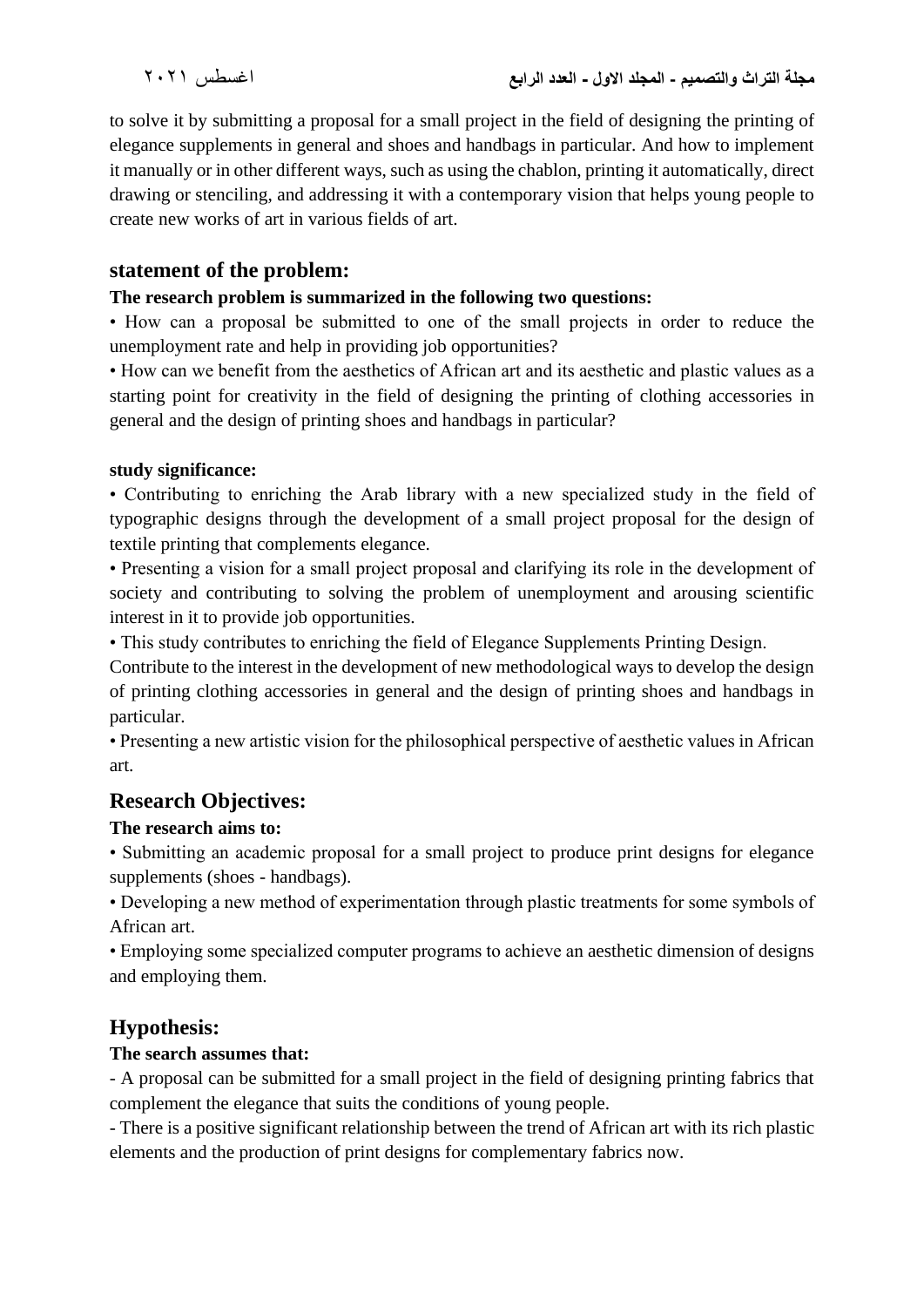to solve it by submitting a proposal for a small project in the field of designing the printing of elegance supplements in general and shoes and handbags in particular. And how to implement it manually or in other different ways, such as using the chablon, printing it automatically, direct drawing or stenciling, and addressing it with a contemporary vision that helps young people to create new works of art in various fields of art.

## statement of the problem:

**The research problem is summarized in the following two questions:**

• How can a proposal be submitted to one of the small projects in order to reduce the unemployment rate and help in providing job opportunities?

• How can we benefit from the aesthetics of African art and its aesthetic and plastic values as a starting point for creativity in the field of designing the printing of clothing accessories in general and the design of printing shoes and handbags in particular?

**study significance:**

• Contributing to enriching the Arab library with a new specialized study in the field of typographic designs through the development of a small project proposal for the design of textile printing that complements elegance.

• Presenting a vision for a small project proposal and clarifying its role in the development of society and contributing to solving the problem of unemployment and arousing scientific interest in it to provide job opportunities.

• This study contributes to enriching the field of Elegance Supplements Printing Design.

Contribute to the interest in the development of new methodological ways to develop the design of printing clothing accessories in general and the design of printing shoes and handbags in particular.

• Presenting a new artistic vision for the philosophical perspective of aesthetic values in African art.

## Research Objectives:

**The research aims to:**

• Submitting an academic proposal for a small project to produce print designs for elegance supplements (shoes - handbags).

• Developing a new method of experimentation through plastic treatments for some symbols of African art.

• Employing some specialized computer programs to achieve an aesthetic dimension of designs and employing them.

## Hypothesis:

**The search assumes that:**

- A proposal can be submitted for a small project in the field of designing printing fabrics that complement the elegance that suits the conditions of young people.
- There is a positive significant relationship between the trend of African art with its rich plastic elements and the production of print designs for complementary fabrics now.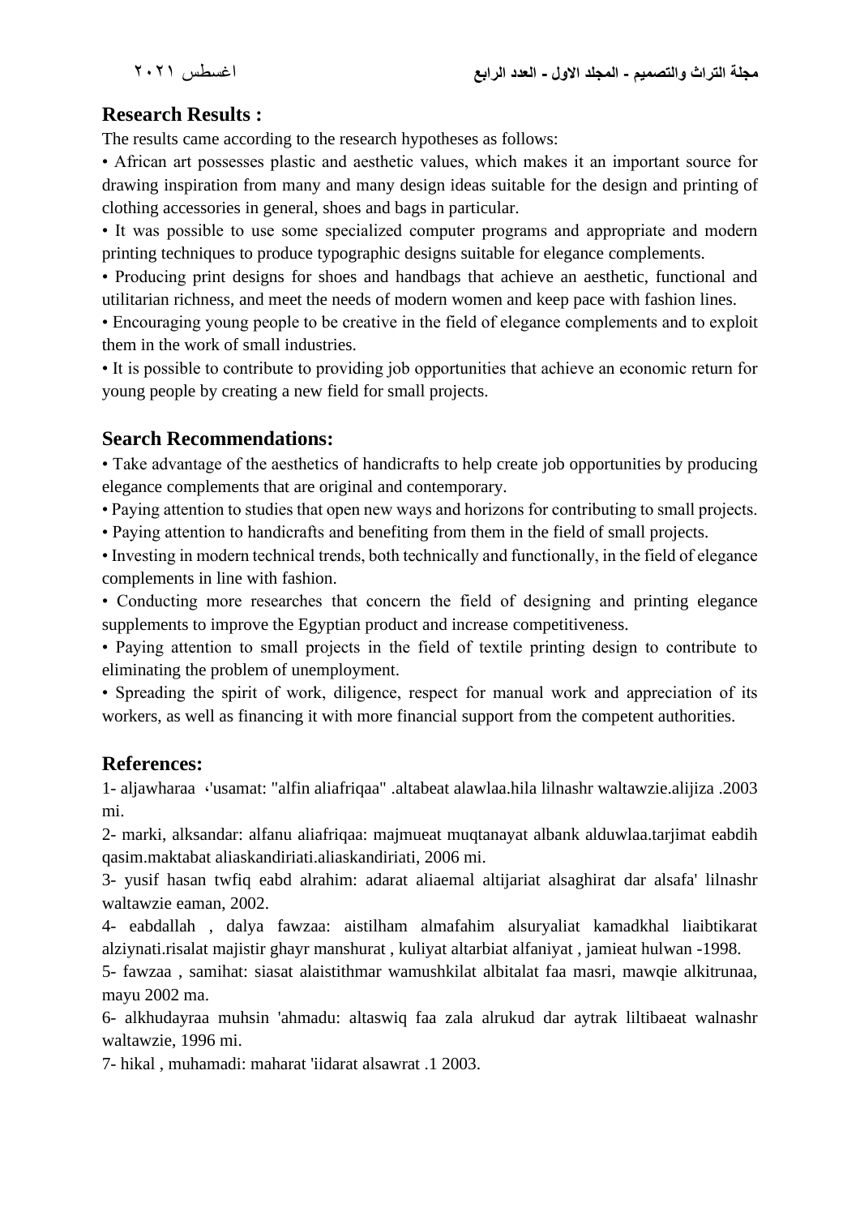## Research Results :

The results came according to the research hypotheses as follows:

- African art possesses plastic and aesthetic values, which makes it an important source for drawing inspiration from many and many design ideas suitable for the design and printing of clothing accessories in general, shoes and bags in particular.
- It was possible to use some specialized computer programs and appropriate and modern printing techniques to produce typographic designs suitable for elegance complements.
- Producing print designs for shoes and handbags that achieve an aesthetic, functional and utilitarian richness, and meet the needs of modern women and keep pace with fashion lines.
- Encouraging young people to be creative in the field of elegance complements and to exploit them in the work of small industries.
- It is possible to contribute to providing job opportunities that achieve an economic return for young people by creating a new field for small projects.

## Search Recommendations:

- Take advantage of the aesthetics of handicrafts to help create job opportunities by producing elegance complements that are original and contemporary.
- Paying attention to studies that open new ways and horizons for contributing to small projects.
- Paying attention to handicrafts and benefiting from them in the field of small projects.
- Investing in modern technical trends, both technically and functionally, in the field of elegance complements in line with fashion.
- Conducting more researches that concern the field of designing and printing elegance supplements to improve the Egyptian product and increase competitiveness.
- Paying attention to small projects in the field of textile printing design to contribute to eliminating the problem of unemployment.
- Spreading the spirit of work, diligence, respect for manual work and appreciation of its workers, as well as financing it with more financial support from the competent authorities.

## References:

1- aljawharaa ،'usamat: "alfin aliafriqaa" .altabeat alawlaa.hila lilnashr waltawzie.alijiza .2003 mi.

2- marki, alksandar: alfanu aliafriqaa: majmueat muqtanayat albank alduwlaa.tarjimat eabdih qasim.maktabat aliaskandiriati.aliaskandiriati, 2006 mi.

3- yusif hasan twfiq eabd alrahim: adarat aliaemal altijariat alsaghirat dar alsafa' lilnashr waltawzie eaman, 2002.

4- eabdallah , dalya fawzaa: aistilham almafahim alsuryaliat kamadkhal liaibtikarat alziynati.risalat majistir ghayr manshurat , kuliyat altarbiat alfaniyat , jamieat hulwan -1998.

5- fawzaa , samihat: siasat alaistithmar wamushkilat albitalat faa masri, mawqie alkitrunaa, mayu 2002 ma.

6- alkhudayraa muhsin 'ahmadu: altaswiq faa zala alrukud dar aytrak liltibaeat walnashr waltawzie, 1996 mi.

7- hikal , muhamadi: maharat 'iidarat alsawrat .1 2003.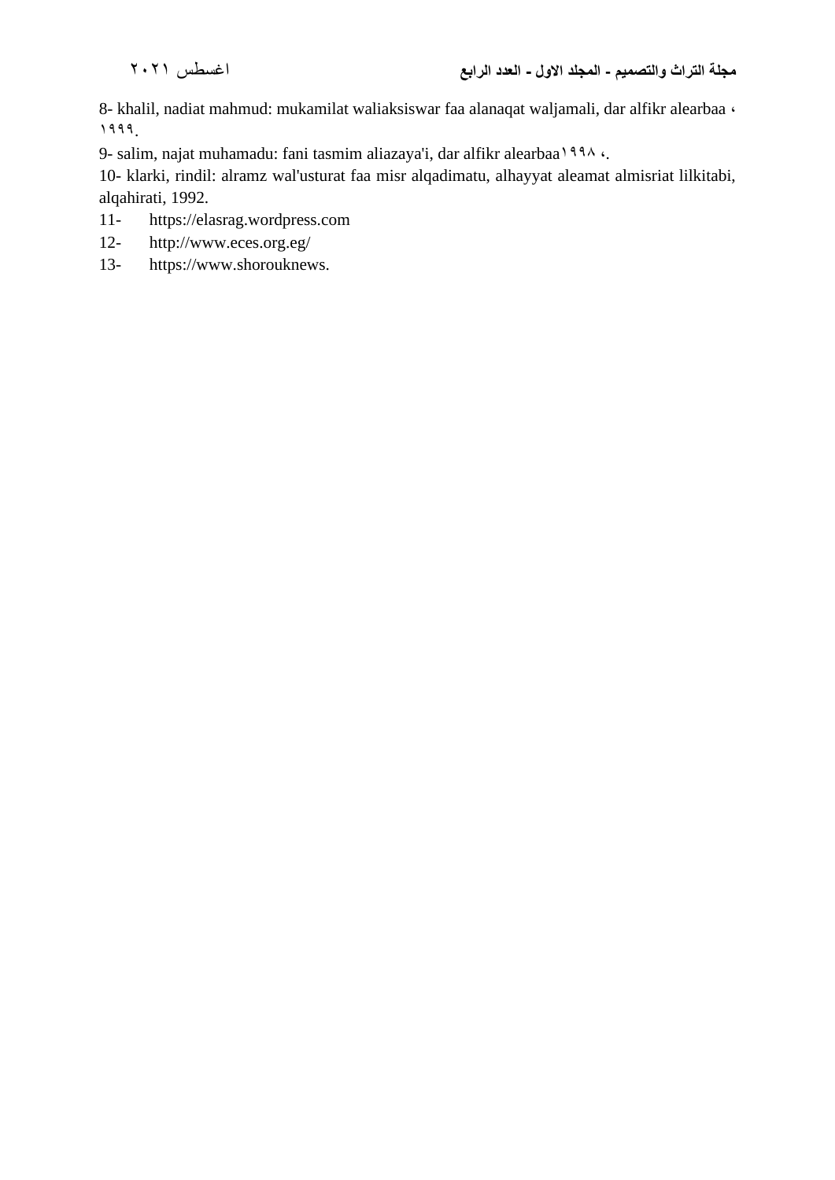8- khalil, nadiat mahmud: mukamilat waliaksiswar faa alanaqat waljamali, dar alfikr alearbaa ، ١٩٩٩.

9- salim, najat muhamadu: fani tasmim aliazaya'i, dar alfikr alearbaa١٩٩٨ ،.

10- klarki, rindil: alramz wal'usturat faa misr alqadimatu, alhayyat aleamat almisriat lilkitabi, alqahirati, 1992.

11- https://elasrag.wordpress.com

12- http://www.eces.org.eg/

13- https://www.shorouknews.